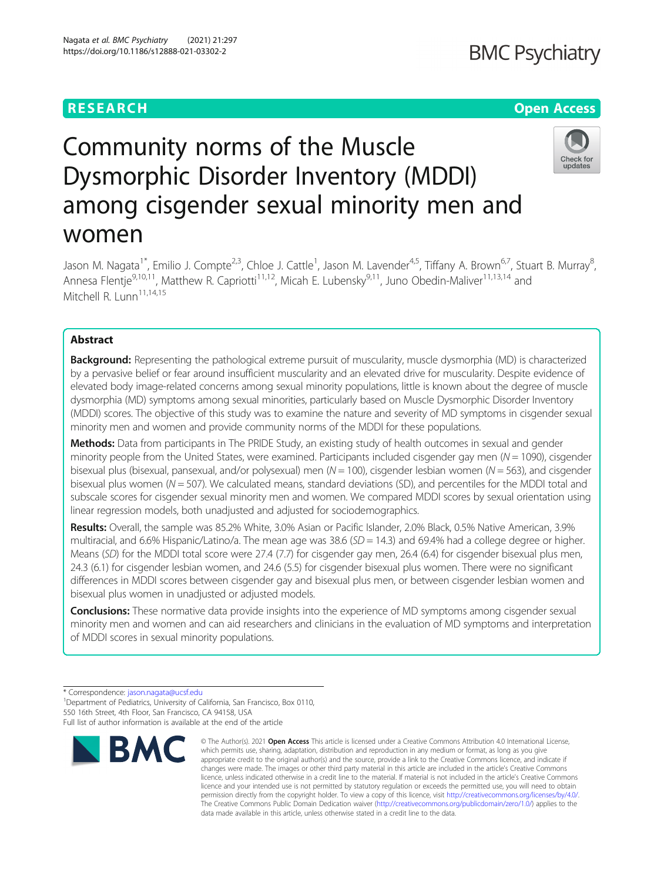RESEARCH

Open Access

# Community norms of the Muscle Dysmorphic Disorder Inventory (MDDI) among cisgender sexual minority men and women

Jason M. Nagata[1*], Emilio J. Compte[2,3], Chloe J. Cattle[1], Jason M. Lavender[4,5], Tiffany A. Brown[6,7], Stuart B. Murray[8], Annesa Flentje[9,10,11], Matthew R. Capriotti[11,12], Micah E. Lubensky[9,11], Juno Obedin-Maliver[11,13,14] and Mitchell R. Lunn[11,14,15]

## Abstract

**Background:** Representing the pathological extreme pursuit of muscularity, muscle dysmorphia (MD) is characterized by a pervasive belief or fear around insufficient muscularity and an elevated drive for muscularity. Despite evidence of elevated body image-related concerns among sexual minority populations, little is known about the degree of muscle dysmorphia (MD) symptoms among sexual minorities, particularly based on Muscle Dysmorphic Disorder Inventory (MDDI) scores. The objective of this study was to examine the nature and severity of MD symptoms in cisgender sexual minority men and women and provide community norms of the MDDI for these populations.

**Methods:** Data from participants in The PRIDE Study, an existing study of health outcomes in sexual and gender minority people from the United States, were examined. Participants included cisgender gay men (*N* = 1090), cisgender bisexual plus (bisexual, pansexual, and/or polysexual) men (*N* = 100), cisgender lesbian women (*N* = 563), and cisgender bisexual plus women (*N* = 507). We calculated means, standard deviations (SD), and percentiles for the MDDI total and subscale scores for cisgender sexual minority men and women. We compared MDDI scores by sexual orientation using linear regression models, both unadjusted and adjusted for sociodemographics.

**Results:** Overall, the sample was 85.2% White, 3.0% Asian or Pacific Islander, 2.0% Black, 0.5% Native American, 3.9% multiracial, and 6.6% Hispanic/Latino/a. The mean age was 38.6 (*SD* = 14.3) and 69.4% had a college degree or higher. Means (*SD*) for the MDDI total score were 27.4 (7.7) for cisgender gay men, 26.4 (6.4) for cisgender bisexual plus men, 24.3 (6.1) for cisgender lesbian women, and 24.6 (5.5) for cisgender bisexual plus women. There were no significant differences in MDDI scores between cisgender gay and bisexual plus men, or between cisgender lesbian women and bisexual plus women in unadjusted or adjusted models.

**Conclusions:** These normative data provide insights into the experience of MD symptoms among cisgender sexual minority men and women and can aid researchers and clinicians in the evaluation of MD symptoms and interpretation of MDDI scores in sexual minority populations.

\* Correspondence: jason.nagata@ucsf.edu
[1]Department of Pediatrics, University of California, San Francisco, Box 0110, 550 16th Street, 4th Floor, San Francisco, CA 94158, USA
Full list of author information is available at the end of the article

© The Author(s). 2021 **Open Access** This article is licensed under a Creative Commons Attribution 4.0 International License, which permits use, sharing, adaptation, distribution and reproduction in any medium or format, as long as you give appropriate credit to the original author(s) and the source, provide a link to the Creative Commons licence, and indicate if changes were made. The images or other third party material in this article are included in the article's Creative Commons licence, unless indicated otherwise in a credit line to the material. If material is not included in the article's Creative Commons licence and your intended use is not permitted by statutory regulation or exceeds the permitted use, you will need to obtain permission directly from the copyright holder. To view a copy of this licence, visit http://creativecommons.org/licenses/by/4.0/. The Creative Commons Public Domain Dedication waiver (http://creativecommons.org/publicdomain/zero/1.0/) applies to the data made available in this article, unless otherwise stated in a credit line to the data.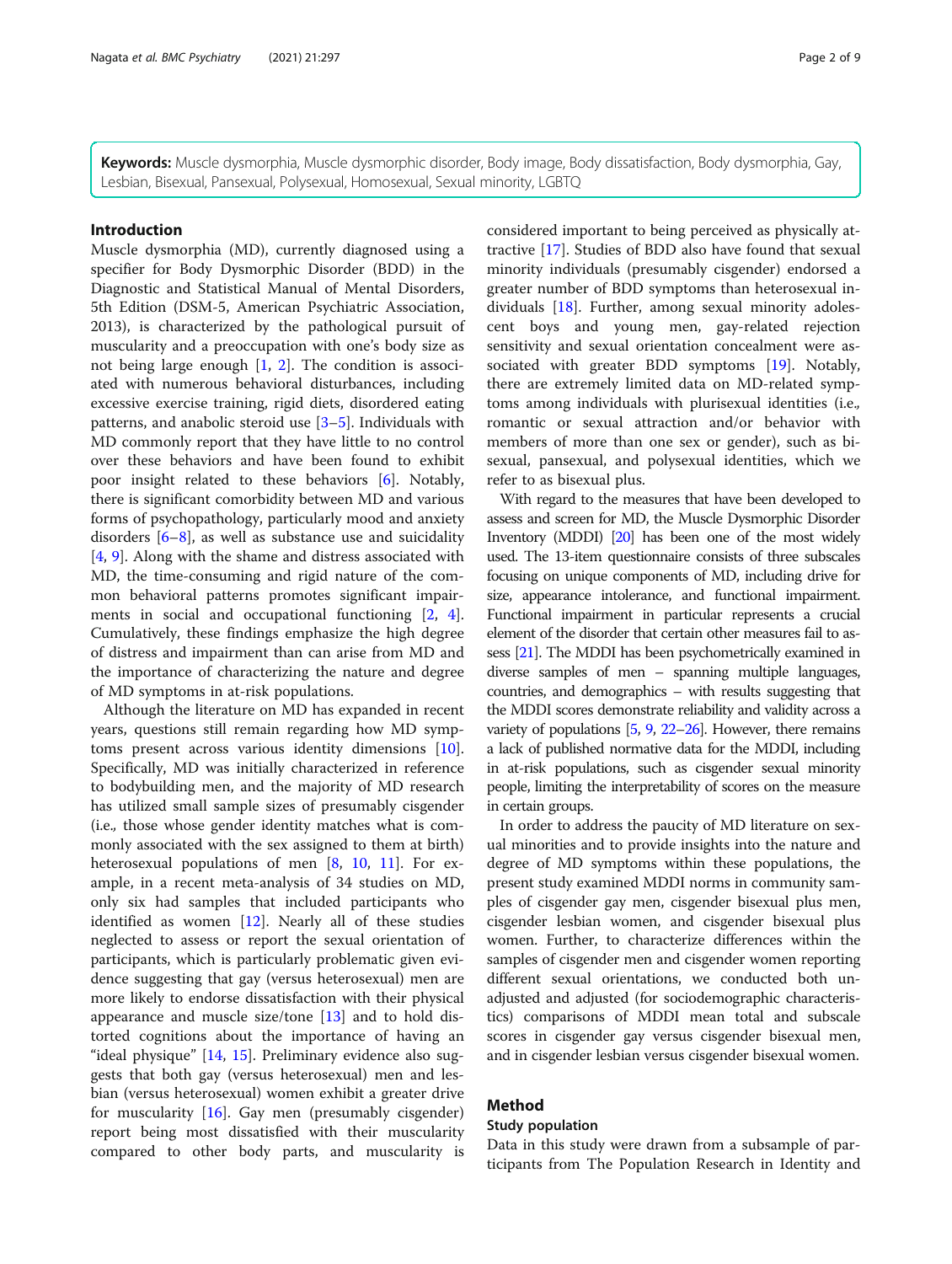**Keywords:** Muscle dysmorphia, Muscle dysmorphic disorder, Body image, Body dissatisfaction, Body dysmorphia, Gay, Lesbian, Bisexual, Pansexual, Polysexual, Homosexual, Sexual minority, LGBTQ

## Introduction

Muscle dysmorphia (MD), currently diagnosed using a specifier for Body Dysmorphic Disorder (BDD) in the Diagnostic and Statistical Manual of Mental Disorders, 5th Edition (DSM-5, American Psychiatric Association, 2013), is characterized by the pathological pursuit of muscularity and a preoccupation with one's body size as not being large enough [1, 2]. The condition is associated with numerous behavioral disturbances, including excessive exercise training, rigid diets, disordered eating patterns, and anabolic steroid use [3–5]. Individuals with MD commonly report that they have little to no control over these behaviors and have been found to exhibit poor insight related to these behaviors [6]. Notably, there is significant comorbidity between MD and various forms of psychopathology, particularly mood and anxiety disorders [6–8], as well as substance use and suicidality [4, 9]. Along with the shame and distress associated with MD, the time-consuming and rigid nature of the common behavioral patterns promotes significant impairments in social and occupational functioning [2, 4]. Cumulatively, these findings emphasize the high degree of distress and impairment than can arise from MD and the importance of characterizing the nature and degree of MD symptoms in at-risk populations.

Although the literature on MD has expanded in recent years, questions still remain regarding how MD symptoms present across various identity dimensions [10]. Specifically, MD was initially characterized in reference to bodybuilding men, and the majority of MD research has utilized small sample sizes of presumably cisgender (i.e., those whose gender identity matches what is commonly associated with the sex assigned to them at birth) heterosexual populations of men [8, 10, 11]. For example, in a recent meta-analysis of 34 studies on MD, only six had samples that included participants who identified as women [12]. Nearly all of these studies neglected to assess or report the sexual orientation of participants, which is particularly problematic given evidence suggesting that gay (versus heterosexual) men are more likely to endorse dissatisfaction with their physical appearance and muscle size/tone [13] and to hold distorted cognitions about the importance of having an "ideal physique" [14, 15]. Preliminary evidence also suggests that both gay (versus heterosexual) men and lesbian (versus heterosexual) women exhibit a greater drive for muscularity [16]. Gay men (presumably cisgender) report being most dissatisfied with their muscularity compared to other body parts, and muscularity is considered important to being perceived as physically attractive [17]. Studies of BDD also have found that sexual minority individuals (presumably cisgender) endorsed a greater number of BDD symptoms than heterosexual individuals [18]. Further, among sexual minority adolescent boys and young men, gay-related rejection sensitivity and sexual orientation concealment were associated with greater BDD symptoms [19]. Notably, there are extremely limited data on MD-related symptoms among individuals with plurisexual identities (i.e., romantic or sexual attraction and/or behavior with members of more than one sex or gender), such as bisexual, pansexual, and polysexual identities, which we refer to as bisexual plus.

With regard to the measures that have been developed to assess and screen for MD, the Muscle Dysmorphic Disorder Inventory (MDDI) [20] has been one of the most widely used. The 13-item questionnaire consists of three subscales focusing on unique components of MD, including drive for size, appearance intolerance, and functional impairment. Functional impairment in particular represents a crucial element of the disorder that certain other measures fail to assess [21]. The MDDI has been psychometrically examined in diverse samples of men – spanning multiple languages, countries, and demographics – with results suggesting that the MDDI scores demonstrate reliability and validity across a variety of populations [5, 9, 22–26]. However, there remains a lack of published normative data for the MDDI, including in at-risk populations, such as cisgender sexual minority people, limiting the interpretability of scores on the measure in certain groups.

In order to address the paucity of MD literature on sexual minorities and to provide insights into the nature and degree of MD symptoms within these populations, the present study examined MDDI norms in community samples of cisgender gay men, cisgender bisexual plus men, cisgender lesbian women, and cisgender bisexual plus women. Further, to characterize differences within the samples of cisgender men and cisgender women reporting different sexual orientations, we conducted both unadjusted and adjusted (for sociodemographic characteristics) comparisons of MDDI mean total and subscale scores in cisgender gay versus cisgender bisexual men, and in cisgender lesbian versus cisgender bisexual women.

## Method

### Study population

Data in this study were drawn from a subsample of participants from The Population Research in Identity and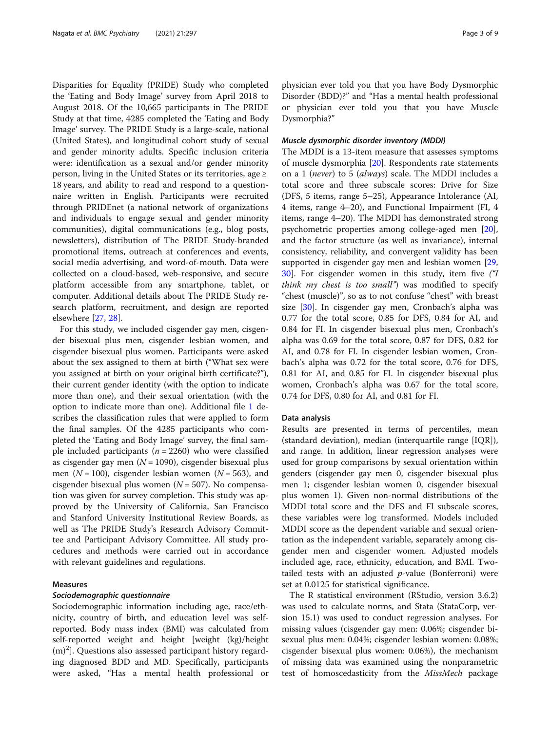Disparities for Equality (PRIDE) Study who completed the 'Eating and Body Image' survey from April 2018 to August 2018. Of the 10,665 participants in The PRIDE Study at that time, 4285 completed the 'Eating and Body Image' survey. The PRIDE Study is a large-scale, national (United States), and longitudinal cohort study of sexual and gender minority adults. Specific inclusion criteria were: identification as a sexual and/or gender minority person, living in the United States or its territories, age ≥ 18 years, and ability to read and respond to a questionnaire written in English. Participants were recruited through PRIDEnet (a national network of organizations and individuals to engage sexual and gender minority communities), digital communications (e.g., blog posts, newsletters), distribution of The PRIDE Study-branded promotional items, outreach at conferences and events, social media advertising, and word-of-mouth. Data were collected on a cloud-based, web-responsive, and secure platform accessible from any smartphone, tablet, or computer. Additional details about The PRIDE Study research platform, recruitment, and design are reported elsewhere [27, 28].

For this study, we included cisgender gay men, cisgender bisexual plus men, cisgender lesbian women, and cisgender bisexual plus women. Participants were asked about the sex assigned to them at birth ("What sex were you assigned at birth on your original birth certificate?"), their current gender identity (with the option to indicate more than one), and their sexual orientation (with the option to indicate more than one). Additional file 1 describes the classification rules that were applied to form the final samples. Of the 4285 participants who completed the 'Eating and Body Image' survey, the final sample included participants ($n = 2260$) who were classified as cisgender gay men ($N = 1090$), cisgender bisexual plus men ($N = 100$), cisgender lesbian women ($N = 563$), and cisgender bisexual plus women ($N = 507$). No compensation was given for survey completion. This study was approved by the University of California, San Francisco and Stanford University Institutional Review Boards, as well as The PRIDE Study's Research Advisory Committee and Participant Advisory Committee. All study procedures and methods were carried out in accordance with relevant guidelines and regulations.

## Measures

### *Sociodemographic questionnaire*

Sociodemographic information including age, race/ethnicity, country of birth, and education level was self-reported. Body mass index (BMI) was calculated from self-reported weight and height [weight (kg)/height (m)$^2$]. Questions also assessed participant history regarding diagnosed BDD and MD. Specifically, participants were asked, "Has a mental health professional or physician ever told you that you have Body Dysmorphic Disorder (BDD)?" and "Has a mental health professional or physician ever told you that you have Muscle Dysmorphia?"

### *Muscle dysmorphic disorder inventory (MDDI)*

The MDDI is a 13-item measure that assesses symptoms of muscle dysmorphia [20]. Respondents rate statements on a 1 (*never*) to 5 (*always*) scale. The MDDI includes a total score and three subscale scores: Drive for Size (DFS, 5 items, range 5–25), Appearance Intolerance (AI, 4 items, range 4–20), and Functional Impairment (FI, 4 items, range 4–20). The MDDI has demonstrated strong psychometric properties among college-aged men [20], and the factor structure (as well as invariance), internal consistency, reliability, and convergent validity has been supported in cisgender gay men and lesbian women [29, 30]. For cisgender women in this study, item five *("I think my chest is too small")* was modified to specify "chest (muscle)", so as to not confuse "chest" with breast size [30]. In cisgender gay men, Cronbach's alpha was 0.77 for the total score, 0.85 for DFS, 0.84 for AI, and 0.84 for FI. In cisgender bisexual plus men, Cronbach's alpha was 0.69 for the total score, 0.87 for DFS, 0.82 for AI, and 0.78 for FI. In cisgender lesbian women, Cronbach's alpha was 0.72 for the total score, 0.76 for DFS, 0.81 for AI, and 0.85 for FI. In cisgender bisexual plus women, Cronbach's alpha was 0.67 for the total score, 0.74 for DFS, 0.80 for AI, and 0.81 for FI.

## Data analysis

Results are presented in terms of percentiles, mean (standard deviation), median (interquartile range [IQR]), and range. In addition, linear regression analyses were used for group comparisons by sexual orientation within genders (cisgender gay men 0, cisgender bisexual plus men 1; cisgender lesbian women 0, cisgender bisexual plus women 1). Given non-normal distributions of the MDDI total score and the DFS and FI subscale scores, these variables were log transformed. Models included MDDI score as the dependent variable and sexual orientation as the independent variable, separately among cisgender men and cisgender women. Adjusted models included age, race, ethnicity, education, and BMI. Two-tailed tests with an adjusted $p$-value (Bonferroni) were set at 0.0125 for statistical significance.

The R statistical environment (RStudio, version 3.6.2) was used to calculate norms, and Stata (StataCorp, version 15.1) was used to conduct regression analyses. For missing values (cisgender gay men: 0.06%; cisgender bisexual plus men: 0.04%; cisgender lesbian women: 0.08%; cisgender bisexual plus women: 0.06%), the mechanism of missing data was examined using the nonparametric test of homoscedasticity from the *MissMech* package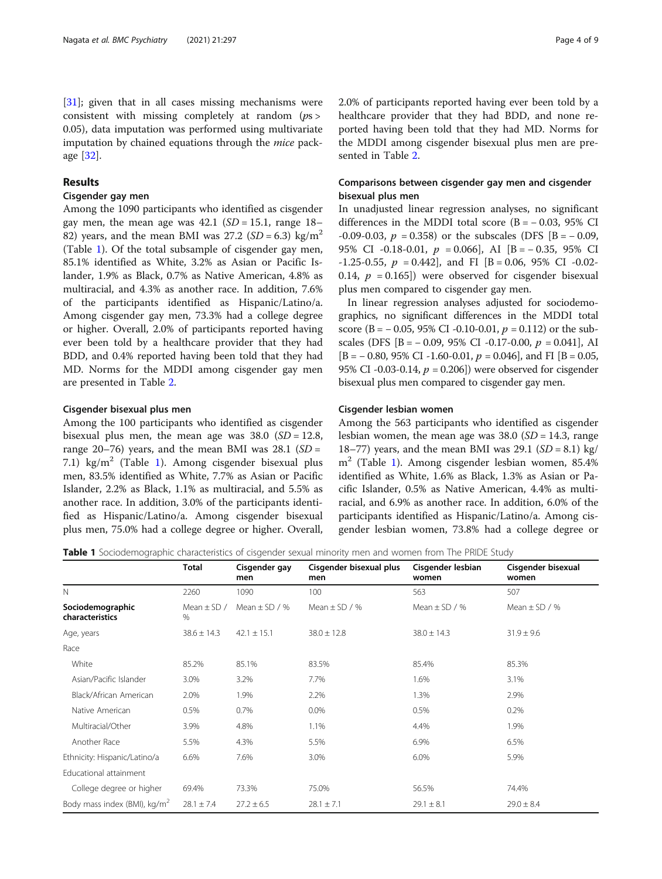[31]; given that in all cases missing mechanisms were consistent with missing completely at random (*p*s > 0.05), data imputation was performed using multivariate imputation by chained equations through the *mice* package [32].

## Results

### Cisgender gay men

Among the 1090 participants who identified as cisgender gay men, the mean age was 42.1 (*SD* = 15.1, range 18–82) years, and the mean BMI was 27.2 (*SD* = 6.3) kg/m$^2$ (Table 1). Of the total subsample of cisgender gay men, 85.1% identified as White, 3.2% as Asian or Pacific Islander, 1.9% as Black, 0.7% as Native American, 4.8% as multiracial, and 4.3% as another race. In addition, 7.6% of the participants identified as Hispanic/Latino/a. Among cisgender gay men, 73.3% had a college degree or higher. Overall, 2.0% of participants reported having ever been told by a healthcare provider that they had BDD, and 0.4% reported having been told that they had MD. Norms for the MDDI among cisgender gay men are presented in Table 2.

### Cisgender bisexual plus men

Among the 100 participants who identified as cisgender bisexual plus men, the mean age was 38.0 (*SD* = 12.8, range 20–76) years, and the mean BMI was 28.1 (*SD* = 7.1) kg/m$^2$ (Table 1). Among cisgender bisexual plus men, 83.5% identified as White, 7.7% as Asian or Pacific Islander, 2.2% as Black, 1.1% as multiracial, and 5.5% as another race. In addition, 3.0% of the participants identified as Hispanic/Latino/a. Among cisgender bisexual plus men, 75.0% had a college degree or higher. Overall, 2.0% of participants reported having ever been told by a healthcare provider that they had BDD, and none reported having been told that they had MD. Norms for the MDDI among cisgender bisexual plus men are presented in Table 2.

### Comparisons between cisgender gay men and cisgender bisexual plus men

In unadjusted linear regression analyses, no significant differences in the MDDI total score (B = – 0.03, 95% CI -0.09-0.03, *p* = 0.358) or the subscales (DFS [B = – 0.09, 95% CI -0.18-0.01, *p* = 0.066], AI [B = – 0.35, 95% CI -1.25-0.55, *p* = 0.442], and FI [B = 0.06, 95% CI -0.02-0.14, *p* = 0.165]) were observed for cisgender bisexual plus men compared to cisgender gay men.

In linear regression analyses adjusted for sociodemographics, no significant differences in the MDDI total score (B = – 0.05, 95% CI -0.10-0.01, *p* = 0.112) or the subscales (DFS [B = – 0.09, 95% CI -0.17-0.00, *p* = 0.041], AI [B = – 0.80, 95% CI -1.60-0.01, *p* = 0.046], and FI [B = 0.05, 95% CI -0.03-0.14, *p* = 0.206]) were observed for cisgender bisexual plus men compared to cisgender gay men.

### Cisgender lesbian women

Among the 563 participants who identified as cisgender lesbian women, the mean age was 38.0 (*SD* = 14.3, range 18–77) years, and the mean BMI was 29.1 (*SD* = 8.1) kg/m$^2$ (Table 1). Among cisgender lesbian women, 85.4% identified as White, 1.6% as Black, 1.3% as Asian or Pacific Islander, 0.5% as Native American, 4.4% as multiracial, and 6.9% as another race. In addition, 6.0% of the participants identified as Hispanic/Latino/a. Among cisgender lesbian women, 73.8% had a college degree or

**Table 1** Sociodemographic characteristics of cisgender sexual minority men and women from The PRIDE Study

| | Total | Cisgender gay men | Cisgender bisexual plus men | Cisgender lesbian women | Cisgender bisexual women |
|---|---|---|---|---|---|
| N | 2260 | 1090 | 100 | 563 | 507 |
| **Sociodemographic characteristics** | Mean ± SD / % | Mean ± SD / % | Mean ± SD / % | Mean ± SD / % | Mean ± SD / % |
| Age, years | 38.6 ± 14.3 | 42.1 ± 15.1 | 38.0 ± 12.8 | 38.0 ± 14.3 | 31.9 ± 9.6 |
| Race | | | | | |
| White | 85.2% | 85.1% | 83.5% | 85.4% | 85.3% |
| Asian/Pacific Islander | 3.0% | 3.2% | 7.7% | 1.6% | 3.1% |
| Black/African American | 2.0% | 1.9% | 2.2% | 1.3% | 2.9% |
| Native American | 0.5% | 0.7% | 0.0% | 0.5% | 0.2% |
| Multiracial/Other | 3.9% | 4.8% | 1.1% | 4.4% | 1.9% |
| Another Race | 5.5% | 4.3% | 5.5% | 6.9% | 6.5% |
| Ethnicity: Hispanic/Latino/a | 6.6% | 7.6% | 3.0% | 6.0% | 5.9% |
| Educational attainment | | | | | |
| College degree or higher | 69.4% | 73.3% | 75.0% | 56.5% | 74.4% |
| Body mass index (BMI), kg/m$^2$ | 28.1 ± 7.4 | 27.2 ± 6.5 | 28.1 ± 7.1 | 29.1 ± 8.1 | 29.0 ± 8.4 |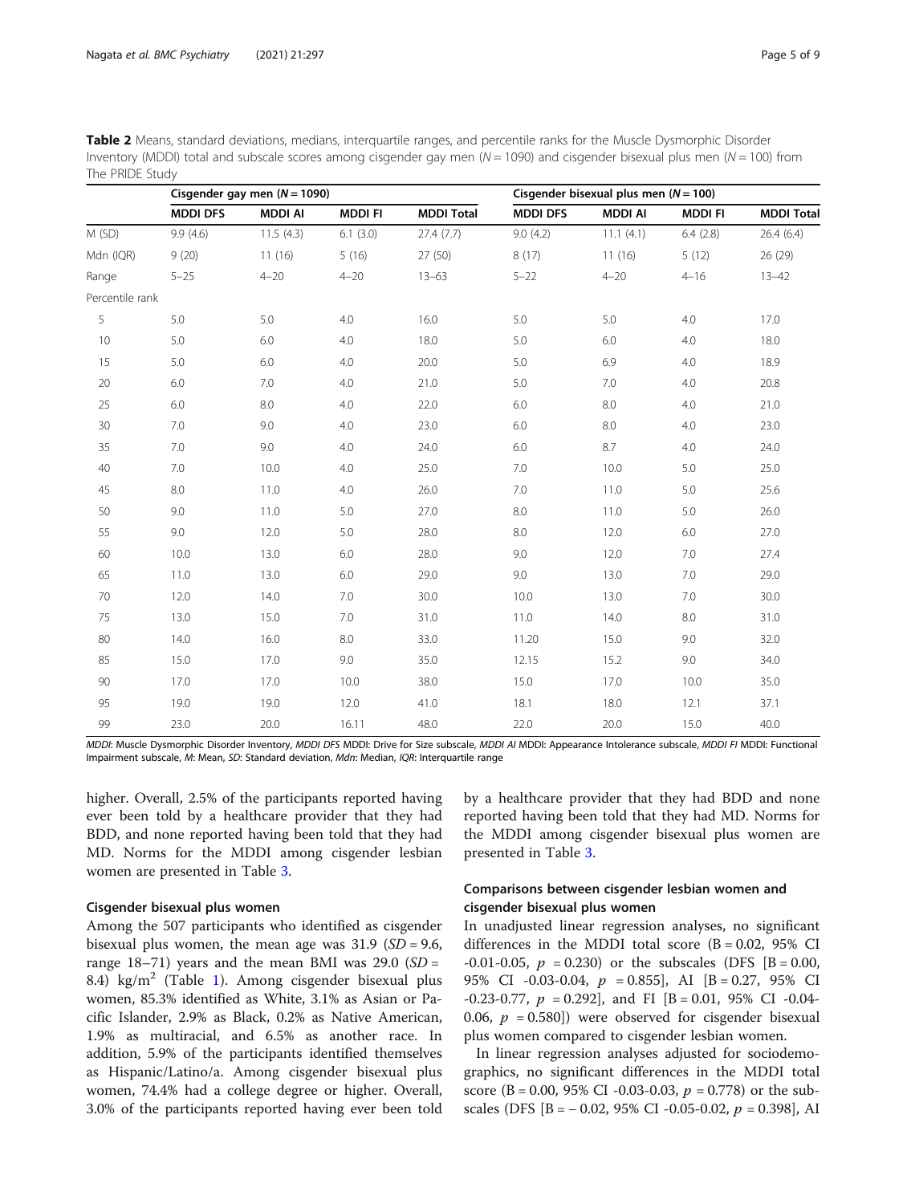**Table 2** Means, standard deviations, medians, interquartile ranges, and percentile ranks for the Muscle Dysmorphic Disorder Inventory (MDDI) total and subscale scores among cisgender gay men ($N = 1090$) and cisgender bisexual plus men ($N = 100$) from The PRIDE Study

| | Cisgender gay men ($N = 1090$) | | | | Cisgender bisexual plus men ($N = 100$) | | | |
|---|---|---|---|---|---|---|---|---|
| | MDDI DFS | MDDI AI | MDDI FI | MDDI Total | MDDI DFS | MDDI AI | MDDI FI | MDDI Total |
| M (SD) | 9.9 (4.6) | 11.5 (4.3) | 6.1 (3.0) | 27.4 (7.7) | 9.0 (4.2) | 11.1 (4.1) | 6.4 (2.8) | 26.4 (6.4) |
| Mdn (IQR) | 9 (20) | 11 (16) | 5 (16) | 27 (50) | 8 (17) | 11 (16) | 5 (12) | 26 (29) |
| Range | 5–25 | 4–20 | 4–20 | 13–63 | 5–22 | 4–20 | 4–16 | 13–42 |
| Percentile rank | | | | | | | | |
| 5 | 5.0 | 5.0 | 4.0 | 16.0 | 5.0 | 5.0 | 4.0 | 17.0 |
| 10 | 5.0 | 6.0 | 4.0 | 18.0 | 5.0 | 6.0 | 4.0 | 18.0 |
| 15 | 5.0 | 6.0 | 4.0 | 20.0 | 5.0 | 6.9 | 4.0 | 18.9 |
| 20 | 6.0 | 7.0 | 4.0 | 21.0 | 5.0 | 7.0 | 4.0 | 20.8 |
| 25 | 6.0 | 8.0 | 4.0 | 22.0 | 6.0 | 8.0 | 4.0 | 21.0 |
| 30 | 7.0 | 9.0 | 4.0 | 23.0 | 6.0 | 8.0 | 4.0 | 23.0 |
| 35 | 7.0 | 9.0 | 4.0 | 24.0 | 6.0 | 8.7 | 4.0 | 24.0 |
| 40 | 7.0 | 10.0 | 4.0 | 25.0 | 7.0 | 10.0 | 5.0 | 25.0 |
| 45 | 8.0 | 11.0 | 4.0 | 26.0 | 7.0 | 11.0 | 5.0 | 25.6 |
| 50 | 9.0 | 11.0 | 5.0 | 27.0 | 8.0 | 11.0 | 5.0 | 26.0 |
| 55 | 9.0 | 12.0 | 5.0 | 28.0 | 8.0 | 12.0 | 6.0 | 27.0 |
| 60 | 10.0 | 13.0 | 6.0 | 28.0 | 9.0 | 12.0 | 7.0 | 27.4 |
| 65 | 11.0 | 13.0 | 6.0 | 29.0 | 9.0 | 13.0 | 7.0 | 29.0 |
| 70 | 12.0 | 14.0 | 7.0 | 30.0 | 10.0 | 13.0 | 7.0 | 30.0 |
| 75 | 13.0 | 15.0 | 7.0 | 31.0 | 11.0 | 14.0 | 8.0 | 31.0 |
| 80 | 14.0 | 16.0 | 8.0 | 33.0 | 11.20 | 15.0 | 9.0 | 32.0 |
| 85 | 15.0 | 17.0 | 9.0 | 35.0 | 12.15 | 15.2 | 9.0 | 34.0 |
| 90 | 17.0 | 17.0 | 10.0 | 38.0 | 15.0 | 17.0 | 10.0 | 35.0 |
| 95 | 19.0 | 19.0 | 12.0 | 41.0 | 18.1 | 18.0 | 12.1 | 37.1 |
| 99 | 23.0 | 20.0 | 16.11 | 48.0 | 22.0 | 20.0 | 15.0 | 40.0 |

*MDDI*: Muscle Dysmorphic Disorder Inventory, *MDDI DFS* MDDI: Drive for Size subscale, *MDDI AI* MDDI: Appearance Intolerance subscale, *MDDI FI* MDDI: Functional Impairment subscale, *M*: Mean, *SD*: Standard deviation, *Mdn*: Median, *IQR*: Interquartile range

higher. Overall, 2.5% of the participants reported having ever been told by a healthcare provider that they had BDD, and none reported having been told that they had MD. Norms for the MDDI among cisgender lesbian women are presented in Table 3.

### Cisgender bisexual plus women

Among the 507 participants who identified as cisgender bisexual plus women, the mean age was 31.9 ($SD = 9.6$, range 18–71) years and the mean BMI was 29.0 ($SD = 8.4$) kg/m$^2$ (Table 1). Among cisgender bisexual plus women, 85.3% identified as White, 3.1% as Asian or Pacific Islander, 2.9% as Black, 0.2% as Native American, 1.9% as multiracial, and 6.5% as another race. In addition, 5.9% of the participants identified themselves as Hispanic/Latino/a. Among cisgender bisexual plus women, 74.4% had a college degree or higher. Overall, 3.0% of the participants reported having ever been told by a healthcare provider that they had BDD and none reported having been told that they had MD. Norms for the MDDI among cisgender bisexual plus women are presented in Table 3.

### Comparisons between cisgender lesbian women and cisgender bisexual plus women

In unadjusted linear regression analyses, no significant differences in the MDDI total score (B = 0.02, 95% CI -0.01-0.05, $p = 0.230$) or the subscales (DFS [B = 0.00, 95% CI -0.03-0.04, $p = 0.855$], AI [B = 0.27, 95% CI -0.23-0.77, $p = 0.292$], and FI [B = 0.01, 95% CI -0.04-0.06, $p = 0.580$]) were observed for cisgender bisexual plus women compared to cisgender lesbian women.

In linear regression analyses adjusted for sociodemographics, no significant differences in the MDDI total score (B = 0.00, 95% CI -0.03-0.03, $p = 0.778$) or the subscales (DFS [B = − 0.02, 95% CI -0.05-0.02, $p = 0.398$], AI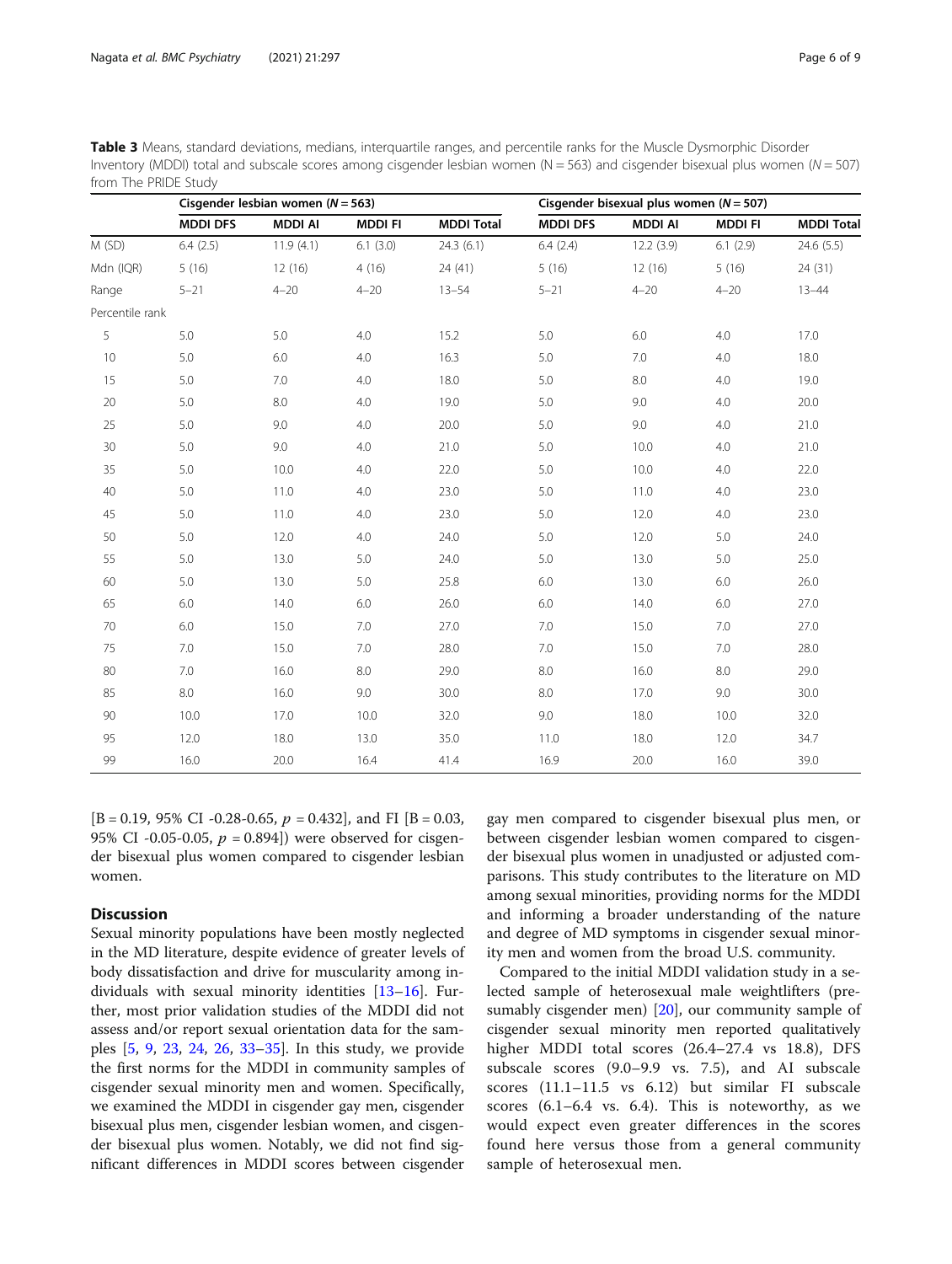**Table 3** Means, standard deviations, medians, interquartile ranges, and percentile ranks for the Muscle Dysmorphic Disorder Inventory (MDDI) total and subscale scores among cisgender lesbian women (N = 563) and cisgender bisexual plus women (*N* = 507) from The PRIDE Study

| | Cisgender lesbian women (*N* = 563) | | | | Cisgender bisexual plus women (*N* = 507) | | | |
|---|---|---|---|---|---|---|---|---|
| | **MDDI DFS** | **MDDI AI** | **MDDI FI** | **MDDI Total** | **MDDI DFS** | **MDDI AI** | **MDDI FI** | **MDDI Total** |
| M (SD) | 6.4 (2.5) | 11.9 (4.1) | 6.1 (3.0) | 24.3 (6.1) | 6.4 (2.4) | 12.2 (3.9) | 6.1 (2.9) | 24.6 (5.5) |
| Mdn (IQR) | 5 (16) | 12 (16) | 4 (16) | 24 (41) | 5 (16) | 12 (16) | 5 (16) | 24 (31) |
| Range | 5–21 | 4–20 | 4–20 | 13–54 | 5–21 | 4–20 | 4–20 | 13–44 |
| Percentile rank | | | | | | | | |
| 5 | 5.0 | 5.0 | 4.0 | 15.2 | 5.0 | 6.0 | 4.0 | 17.0 |
| 10 | 5.0 | 6.0 | 4.0 | 16.3 | 5.0 | 7.0 | 4.0 | 18.0 |
| 15 | 5.0 | 7.0 | 4.0 | 18.0 | 5.0 | 8.0 | 4.0 | 19.0 |
| 20 | 5.0 | 8.0 | 4.0 | 19.0 | 5.0 | 9.0 | 4.0 | 20.0 |
| 25 | 5.0 | 9.0 | 4.0 | 20.0 | 5.0 | 9.0 | 4.0 | 21.0 |
| 30 | 5.0 | 9.0 | 4.0 | 21.0 | 5.0 | 10.0 | 4.0 | 21.0 |
| 35 | 5.0 | 10.0 | 4.0 | 22.0 | 5.0 | 10.0 | 4.0 | 22.0 |
| 40 | 5.0 | 11.0 | 4.0 | 23.0 | 5.0 | 11.0 | 4.0 | 23.0 |
| 45 | 5.0 | 11.0 | 4.0 | 23.0 | 5.0 | 12.0 | 4.0 | 23.0 |
| 50 | 5.0 | 12.0 | 4.0 | 24.0 | 5.0 | 12.0 | 5.0 | 24.0 |
| 55 | 5.0 | 13.0 | 5.0 | 24.0 | 5.0 | 13.0 | 5.0 | 25.0 |
| 60 | 5.0 | 13.0 | 5.0 | 25.8 | 6.0 | 13.0 | 6.0 | 26.0 |
| 65 | 6.0 | 14.0 | 6.0 | 26.0 | 6.0 | 14.0 | 6.0 | 27.0 |
| 70 | 6.0 | 15.0 | 7.0 | 27.0 | 7.0 | 15.0 | 7.0 | 27.0 |
| 75 | 7.0 | 15.0 | 7.0 | 28.0 | 7.0 | 15.0 | 7.0 | 28.0 |
| 80 | 7.0 | 16.0 | 8.0 | 29.0 | 8.0 | 16.0 | 8.0 | 29.0 |
| 85 | 8.0 | 16.0 | 9.0 | 30.0 | 8.0 | 17.0 | 9.0 | 30.0 |
| 90 | 10.0 | 17.0 | 10.0 | 32.0 | 9.0 | 18.0 | 10.0 | 32.0 |
| 95 | 12.0 | 18.0 | 13.0 | 35.0 | 11.0 | 18.0 | 12.0 | 34.7 |
| 99 | 16.0 | 20.0 | 16.4 | 41.4 | 16.9 | 20.0 | 16.0 | 39.0 |

[B = 0.19, 95% CI -0.28-0.65, $p$ = 0.432], and FI [B = 0.03, 95% CI -0.05-0.05, $p$ = 0.894]) were observed for cisgender bisexual plus women compared to cisgender lesbian women.

## Discussion

Sexual minority populations have been mostly neglected in the MD literature, despite evidence of greater levels of body dissatisfaction and drive for muscularity among individuals with sexual minority identities [13–16]. Further, most prior validation studies of the MDDI did not assess and/or report sexual orientation data for the samples [5, 9, 23, 24, 26, 33–35]. In this study, we provide the first norms for the MDDI in community samples of cisgender sexual minority men and women. Specifically, we examined the MDDI in cisgender gay men, cisgender bisexual plus men, cisgender lesbian women, and cisgender bisexual plus women. Notably, we did not find significant differences in MDDI scores between cisgender gay men compared to cisgender bisexual plus men, or between cisgender lesbian women compared to cisgender bisexual plus women in unadjusted or adjusted comparisons. This study contributes to the literature on MD among sexual minorities, providing norms for the MDDI and informing a broader understanding of the nature and degree of MD symptoms in cisgender sexual minority men and women from the broad U.S. community.

Compared to the initial MDDI validation study in a selected sample of heterosexual male weightlifters (presumably cisgender men) [20], our community sample of cisgender sexual minority men reported qualitatively higher MDDI total scores (26.4–27.4 vs 18.8), DFS subscale scores (9.0–9.9 vs. 7.5), and AI subscale scores (11.1–11.5 vs 6.12) but similar FI subscale scores (6.1–6.4 vs. 6.4). This is noteworthy, as we would expect even greater differences in the scores found here versus those from a general community sample of heterosexual men.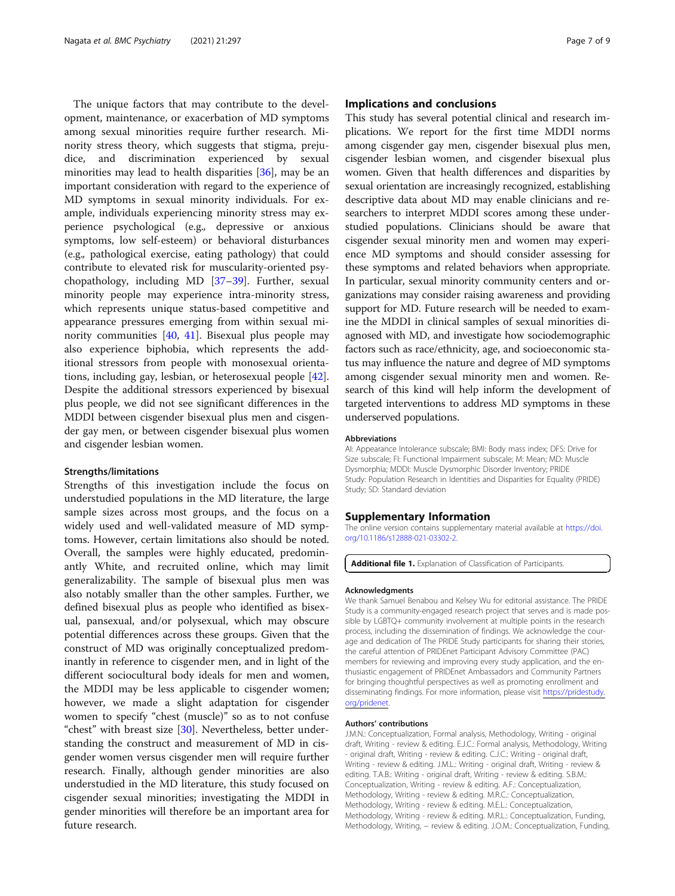The unique factors that may contribute to the development, maintenance, or exacerbation of MD symptoms among sexual minorities require further research. Minority stress theory, which suggests that stigma, prejudice, and discrimination experienced by sexual minorities may lead to health disparities [36], may be an important consideration with regard to the experience of MD symptoms in sexual minority individuals. For example, individuals experiencing minority stress may experience psychological (e.g., depressive or anxious symptoms, low self-esteem) or behavioral disturbances (e.g., pathological exercise, eating pathology) that could contribute to elevated risk for muscularity-oriented psychopathology, including MD [37–39]. Further, sexual minority people may experience intra-minority stress, which represents unique status-based competitive and appearance pressures emerging from within sexual minority communities [40, 41]. Bisexual plus people may also experience biphobia, which represents the additional stressors from people with monosexual orientations, including gay, lesbian, or heterosexual people [42]. Despite the additional stressors experienced by bisexual plus people, we did not see significant differences in the MDDI between cisgender bisexual plus men and cisgender gay men, or between cisgender bisexual plus women and cisgender lesbian women.

### Strengths/limitations

Strengths of this investigation include the focus on understudied populations in the MD literature, the large sample sizes across most groups, and the focus on a widely used and well-validated measure of MD symptoms. However, certain limitations also should be noted. Overall, the samples were highly educated, predominantly White, and recruited online, which may limit generalizability. The sample of bisexual plus men was also notably smaller than the other samples. Further, we defined bisexual plus as people who identified as bisexual, pansexual, and/or polysexual, which may obscure potential differences across these groups. Given that the construct of MD was originally conceptualized predominantly in reference to cisgender men, and in light of the different sociocultural body ideals for men and women, the MDDI may be less applicable to cisgender women; however, we made a slight adaptation for cisgender women to specify "chest (muscle)" so as to not confuse "chest" with breast size [30]. Nevertheless, better understanding the construct and measurement of MD in cisgender women versus cisgender men will require further research. Finally, although gender minorities are also understudied in the MD literature, this study focused on cisgender sexual minorities; investigating the MDDI in gender minorities will therefore be an important area for future research.

## Implications and conclusions

This study has several potential clinical and research implications. We report for the first time MDDI norms among cisgender gay men, cisgender bisexual plus men, cisgender lesbian women, and cisgender bisexual plus women. Given that health differences and disparities by sexual orientation are increasingly recognized, establishing descriptive data about MD may enable clinicians and researchers to interpret MDDI scores among these understudied populations. Clinicians should be aware that cisgender sexual minority men and women may experience MD symptoms and should consider assessing for these symptoms and related behaviors when appropriate. In particular, sexual minority community centers and organizations may consider raising awareness and providing support for MD. Future research will be needed to examine the MDDI in clinical samples of sexual minorities diagnosed with MD, and investigate how sociodemographic factors such as race/ethnicity, age, and socioeconomic status may influence the nature and degree of MD symptoms among cisgender sexual minority men and women. Research of this kind will help inform the development of targeted interventions to address MD symptoms in these underserved populations.

### Abbreviations

AI: Appearance Intolerance subscale; BMI: Body mass index; DFS: Drive for Size subscale; FI: Functional Impairment subscale; M: Mean; MD: Muscle Dysmorphia; MDDI: Muscle Dysmorphic Disorder Inventory; PRIDE Study: Population Research in Identities and Disparities for Equality (PRIDE) Study; SD: Standard deviation

## Supplementary Information

The online version contains supplementary material available at https://doi.org/10.1186/s12888-021-03302-2.

**Additional file 1.** Explanation of Classification of Participants.

### Acknowledgments

We thank Samuel Benabou and Kelsey Wu for editorial assistance. The PRIDE Study is a community-engaged research project that serves and is made possible by LGBTQ+ community involvement at multiple points in the research process, including the dissemination of findings. We acknowledge the courage and dedication of The PRIDE Study participants for sharing their stories, the careful attention of PRIDEnet Participant Advisory Committee (PAC) members for reviewing and improving every study application, and the enthusiastic engagement of PRIDEnet Ambassadors and Community Partners for bringing thoughtful perspectives as well as promoting enrollment and disseminating findings. For more information, please visit https://pridestudy.org/pridenet.

### Authors' contributions

J.M.N.: Conceptualization, Formal analysis, Methodology, Writing - original draft, Writing - review & editing. E.J.C.: Formal analysis, Methodology, Writing - original draft, Writing - review & editing. C.J.C.: Writing - original draft, Writing - review & editing. J.M.L.: Writing - original draft, Writing - review & editing. T.A.B.: Writing - original draft, Writing - review & editing. S.B.M.: Conceptualization, Writing - review & editing. A.F.: Conceptualization, Methodology, Writing - review & editing. M.R.C.: Conceptualization, Methodology, Writing - review & editing. M.E.L.: Conceptualization, Methodology, Writing - review & editing. M.R.L.: Conceptualization, Funding, Methodology, Writing, – review & editing. J.O.M.: Conceptualization, Funding,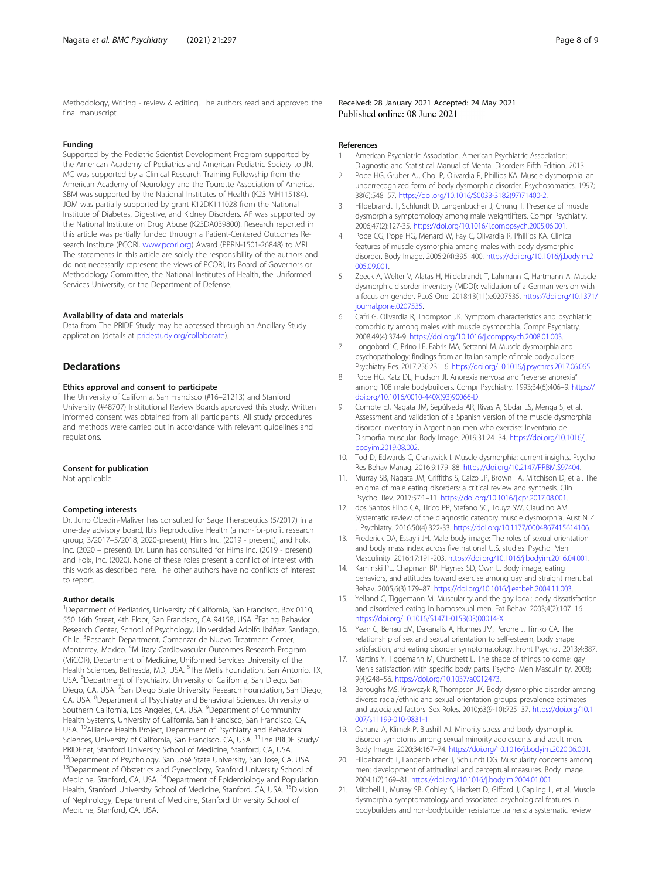Methodology, Writing - review & editing. The authors read and approved the final manuscript.

### Funding

Supported by the Pediatric Scientist Development Program supported by the American Academy of Pediatrics and American Pediatric Society to JN. MC was supported by a Clinical Research Training Fellowship from the American Academy of Neurology and the Tourette Association of America. SBM was supported by the National Institutes of Health (K23 MH115184). JOM was partially supported by grant K12DK111028 from the National Institute of Diabetes, Digestive, and Kidney Disorders. AF was supported by the National Institute on Drug Abuse (K23DA039800). Research reported in this article was partially funded through a Patient-Centered Outcomes Research Institute (PCORI, www.pcori.org) Award (PPRN-1501-26848) to MRL. The statements in this article are solely the responsibility of the authors and do not necessarily represent the views of PCORI, its Board of Governors or Methodology Committee, the National Institutes of Health, the Uniformed Services University, or the Department of Defense.

### Availability of data and materials

Data from The PRIDE Study may be accessed through an Ancillary Study application (details at pridestudy.org/collaborate).

## Declarations

### Ethics approval and consent to participate

The University of California, San Francisco (#16–21213) and Stanford University (#48707) Institutional Review Boards approved this study. Written informed consent was obtained from all participants. All study procedures and methods were carried out in accordance with relevant guidelines and regulations.

### Consent for publication

Not applicable.

### Competing interests

Dr. Juno Obedin-Maliver has consulted for Sage Therapeutics (5/2017) in a one-day advisory board, Ibis Reproductive Health (a non-for-profit research group; 3/2017–5/2018, 2020-present), Hims Inc. (2019 - present), and Folx, Inc. (2020 – present). Dr. Lunn has consulted for Hims Inc. (2019 - present) and Folx, Inc. (2020). None of these roles present a conflict of interest with this work as described here. The other authors have no conflicts of interest to report.

### Author details

[1]Department of Pediatrics, University of California, San Francisco, Box 0110, 550 16th Street, 4th Floor, San Francisco, CA 94158, USA. [2]Eating Behavior Research Center, School of Psychology, Universidad Adolfo Ibáñez, Santiago, Chile. [3]Research Department, Comenzar de Nuevo Treatment Center, Monterrey, Mexico. [4]Military Cardiovascular Outcomes Research Program (MiCOR), Department of Medicine, Uniformed Services University of the Health Sciences, Bethesda, MD, USA. [5]The Metis Foundation, San Antonio, TX, USA. [6]Department of Psychiatry, University of California, San Diego, San Diego, CA, USA. [7]San Diego State University Research Foundation, San Diego, CA, USA. [8]Department of Psychiatry and Behavioral Sciences, University of Southern California, Los Angeles, CA, USA. [9]Department of Community Health Systems, University of California, San Francisco, San Francisco, CA, USA. [10]Alliance Health Project, Department of Psychiatry and Behavioral Sciences, University of California, San Francisco, CA, USA. [11]The PRIDE Study/PRIDEnet, Stanford University School of Medicine, Stanford, CA, USA. [12]Department of Psychology, San José State University, San Jose, CA, USA. [13]Department of Obstetrics and Gynecology, Stanford University School of Medicine, Stanford, CA, USA. [14]Department of Epidemiology and Population Health, Stanford University School of Medicine, Stanford, CA, USA. [15]Division of Nephrology, Department of Medicine, Stanford University School of Medicine, Stanford, CA, USA.

Received: 28 January 2021 Accepted: 24 May 2021
Published online: 08 June 2021

### References

1. American Psychiatric Association. American Psychiatric Association: Diagnostic and Statistical Manual of Mental Disorders Fifth Edition. 2013.
2. Pope HG, Gruber AJ, Choi P, Olivardia R, Phillips KA. Muscle dysmorphia: an underrecognized form of body dysmorphic disorder. Psychosomatics. 1997; 38(6):548–57. https://doi.org/10.1016/S0033-3182(97)71400-2.
3. Hildebrandt T, Schlundt D, Langenbucher J, Chung T. Presence of muscle dysmorphia symptomology among male weightlifters. Compr Psychiatry. 2006;47(2):127-35. https://doi.org/10.1016/j.comppsych.2005.06.001.
4. Pope CG, Pope HG, Menard W, Fay C, Olivardia R, Phillips KA. Clinical features of muscle dysmorphia among males with body dysmorphic disorder. Body Image. 2005;2(4):395–400. https://doi.org/10.1016/j.bodyim.2005.09.001.
5. Zeeck A, Welter V, Alatas H, Hildebrandt T, Lahmann C, Hartmann A. Muscle dysmorphic disorder inventory (MDDI): validation of a German version with a focus on gender. PLoS One. 2018;13(11):e0207535. https://doi.org/10.1371/journal.pone.0207535.
6. Cafri G, Olivardia R, Thompson JK. Symptom characteristics and psychiatric comorbidity among males with muscle dysmorphia. Compr Psychiatry. 2008;49(4):374-9. https://doi.org/10.1016/j.comppsych.2008.01.003.
7. Longobardi C, Prino LE, Fabris MA, Settanni M. Muscle dysmorphia and psychopathology: findings from an Italian sample of male bodybuilders. Psychiatry Res. 2017;256:231–6. https://doi.org/10.1016/j.psychres.2017.06.065.
8. Pope HG, Katz DL, Hudson JI. Anorexia nervosa and "reverse anorexia" among 108 male bodybuilders. Compr Psychiatry. 1993;34(6):406–9. https://doi.org/10.1016/0010-440X(93)90066-D.
9. Compte EJ, Nagata JM, Sepúlveda AR, Rivas A, Sbdar LS, Menga S, et al. Assessment and validation of a Spanish version of the muscle dysmorphia disorder inventory in Argentinian men who exercise: Inventario de Dismorfia muscular. Body Image. 2019;31:24–34. https://doi.org/10.1016/j.bodyim.2019.08.002.
10. Tod D, Edwards C, Cranswick I. Muscle dysmorphia: current insights. Psychol Res Behav Manag. 2016;9:179–88. https://doi.org/10.2147/PRBM.S97404.
11. Murray SB, Nagata JM, Griffiths S, Calzo JP, Brown TA, Mitchison D, et al. The enigma of male eating disorders: a critical review and synthesis. Clin Psychol Rev. 2017;57:1–11. https://doi.org/10.1016/j.cpr.2017.08.001.
12. dos Santos Filho CA, Tirico PP, Stefano SC, Touyz SW, Claudino AM. Systematic review of the diagnostic category muscle dysmorphia. Aust N Z J Psychiatry. 2016;50(4):322-33. https://doi.org/10.1177/0004867415614106.
13. Frederick DA, Essayli JH. Male body image: The roles of sexual orientation and body mass index across five national U.S. studies. Psychol Men Masculinity. 2016;17:191-203. https://doi.org/10.1016/j.bodyim.2016.04.001.
14. Kaminski PL, Chapman BP, Haynes SD, Own L. Body image, eating behaviors, and attitudes toward exercise among gay and straight men. Eat Behav. 2005;6(3):179–87. https://doi.org/10.1016/j.eatbeh.2004.11.003.
15. Yelland C, Tiggemann M. Muscularity and the gay ideal: body dissatisfaction and disordered eating in homosexual men. Eat Behav. 2003;4(2):107–16. https://doi.org/10.1016/S1471-0153(03)00014-X.
16. Yean C, Benau EM, Dakanalis A, Hormes JM, Perone J, Timko CA. The relationship of sex and sexual orientation to self-esteem, body shape satisfaction, and eating disorder symptomatology. Front Psychol. 2013;4:887.
17. Martins Y, Tiggemann M, Churchett L. The shape of things to come: gay Men's satisfaction with specific body parts. Psychol Men Masculinity. 2008; 9(4):248–56. https://doi.org/10.1037/a0012473.
18. Boroughs MS, Krawczyk R, Thompson JK. Body dysmorphic disorder among diverse racial/ethnic and sexual orientation groups: prevalence estimates and associated factors. Sex Roles. 2010;63(9-10):725–37. https://doi.org/10.1007/s11199-010-9831-1.
19. Oshana A, Klimek P, Blashill AJ. Minority stress and body dysmorphic disorder symptoms among sexual minority adolescents and adult men. Body Image. 2020;34:167–74. https://doi.org/10.1016/j.bodyim.2020.06.001.
20. Hildebrandt T, Langenbucher J, Schlundt DG. Muscularity concerns among men: development of attitudinal and perceptual measures. Body Image. 2004;1(2):169–81. https://doi.org/10.1016/j.bodyim.2004.01.001.
21. Mitchell L, Murray SB, Cobley S, Hackett D, Gifford J, Capling L, et al. Muscle dysmorphia symptomatology and associated psychological features in bodybuilders and non-bodybuilder resistance trainers: a systematic review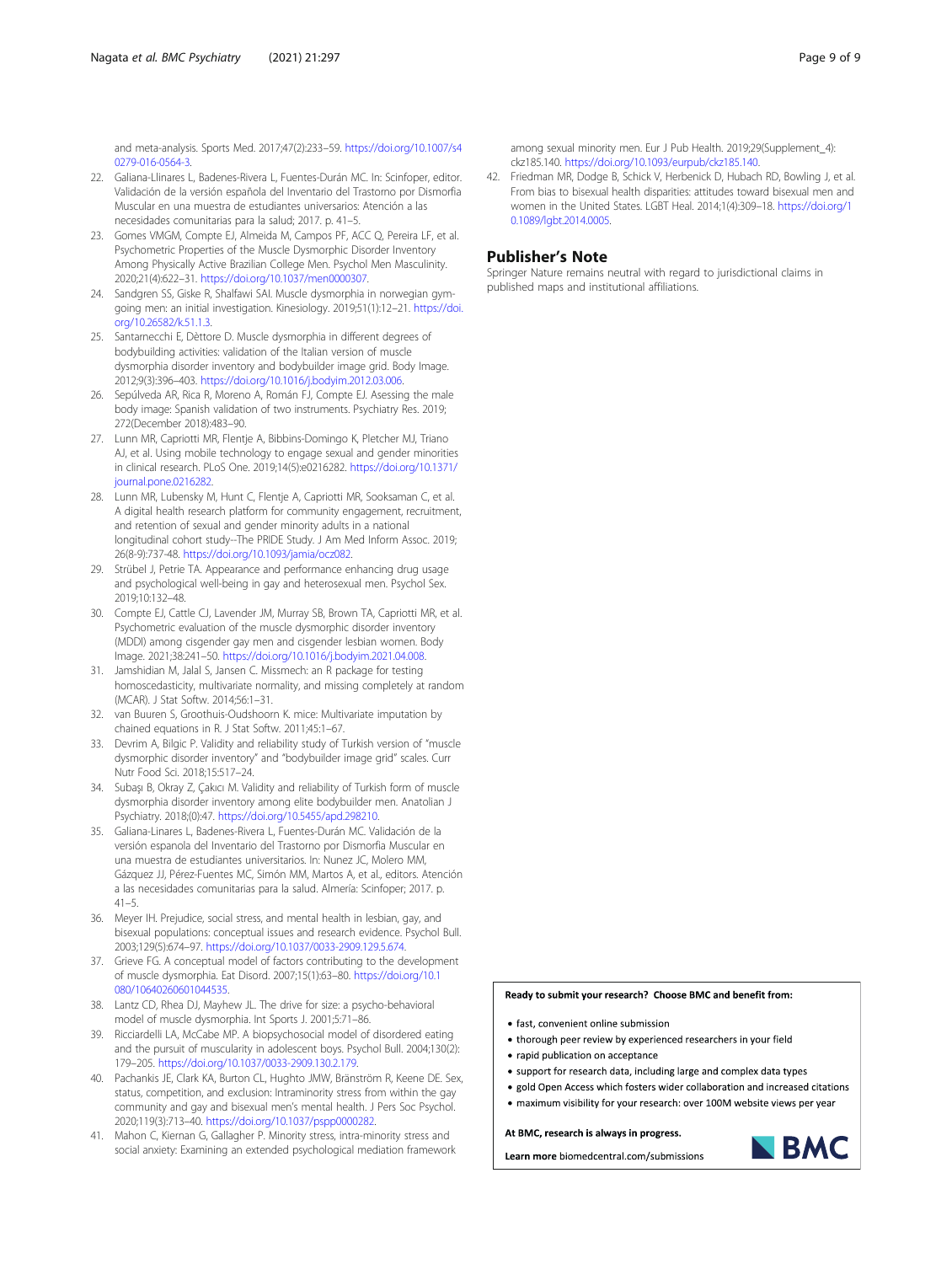and meta-analysis. Sports Med. 2017;47(2):233–59. https://doi.org/10.1007/s40279-016-0564-3.

22. Galiana-Llinares L, Badenes-Rivera L, Fuentes-Durán MC. In: Scinfoper, editor. Validación de la versión española del Inventario del Trastorno por Dismorfia Muscular en una muestra de estudiantes universarios: Atención a las necesidades comunitarias para la salud; 2017. p. 41–5.
23. Gomes VMGM, Compte EJ, Almeida M, Campos PF, ACC Q, Pereira LF, et al. Psychometric Properties of the Muscle Dysmorphic Disorder Inventory Among Physically Active Brazilian College Men. Psychol Men Masculinity. 2020;21(4):622–31. https://doi.org/10.1037/men0000307.
24. Sandgren SS, Giske R, Shalfawi SAI. Muscle dysmorphia in norwegian gym-going men: an initial investigation. Kinesiology. 2019;51(1):12–21. https://doi.org/10.26582/k.51.1.3.
25. Santarnecchi E, Dèttore D. Muscle dysmorphia in different degrees of bodybuilding activities: validation of the Italian version of muscle dysmorphia disorder inventory and bodybuilder image grid. Body Image. 2012;9(3):396–403. https://doi.org/10.1016/j.bodyim.2012.03.006.
26. Sepúlveda AR, Rica R, Moreno A, Román FJ, Compte EJ. Asessing the male body image: Spanish validation of two instruments. Psychiatry Res. 2019; 272(December 2018):483–90.
27. Lunn MR, Capriotti MR, Flentje A, Bibbins-Domingo K, Pletcher MJ, Triano AJ, et al. Using mobile technology to engage sexual and gender minorities in clinical research. PLoS One. 2019;14(5):e0216282. https://doi.org/10.1371/journal.pone.0216282.
28. Lunn MR, Lubensky M, Hunt C, Flentje A, Capriotti MR, Sooksaman C, et al. A digital health research platform for community engagement, recruitment, and retention of sexual and gender minority adults in a national longitudinal cohort study--The PRIDE Study. J Am Med Inform Assoc. 2019; 26(8-9):737-48. https://doi.org/10.1093/jamia/ocz082.
29. Strübel J, Petrie TA. Appearance and performance enhancing drug usage and psychological well-being in gay and heterosexual men. Psychol Sex. 2019;10:132–48.
30. Compte EJ, Cattle CJ, Lavender JM, Murray SB, Brown TA, Capriotti MR, et al. Psychometric evaluation of the muscle dysmorphic disorder inventory (MDDI) among cisgender gay men and cisgender lesbian women. Body Image. 2021;38:241–50. https://doi.org/10.1016/j.bodyim.2021.04.008.
31. Jamshidian M, Jalal S, Jansen C. Missmech: an R package for testing homoscedasticity, multivariate normality, and missing completely at random (MCAR). J Stat Softw. 2014;56:1–31.
32. van Buuren S, Groothuis-Oudshoorn K. mice: Multivariate imputation by chained equations in R. J Stat Softw. 2011;45:1–67.
33. Devrim A, Bilgic P. Validity and reliability study of Turkish version of "muscle dysmorphic disorder inventory" and "bodybuilder image grid" scales. Curr Nutr Food Sci. 2018;15:517–24.
34. Subaşı B, Okray Z, Çakıcı M. Validity and reliability of Turkish form of muscle dysmorphia disorder inventory among elite bodybuilder men. Anatolian J Psychiatry. 2018;(0):47. https://doi.org/10.5455/apd.298210.
35. Galiana-Linares L, Badenes-Rivera L, Fuentes-Durán MC. Validación de la versión espanola del Inventario del Trastorno por Dismorfia Muscular en una muestra de estudiantes universitarios. In: Nunez JC, Molero MM, Gázquez JJ, Pérez-Fuentes MC, Simón MM, Martos A, et al., editors. Atención a las necesidades comunitarias para la salud. Almería: Scinfoper; 2017. p. 41–5.
36. Meyer IH. Prejudice, social stress, and mental health in lesbian, gay, and bisexual populations: conceptual issues and research evidence. Psychol Bull. 2003;129(5):674–97. https://doi.org/10.1037/0033-2909.129.5.674.
37. Grieve FG. A conceptual model of factors contributing to the development of muscle dysmorphia. Eat Disord. 2007;15(1):63–80. https://doi.org/10.1080/10640260601044535.
38. Lantz CD, Rhea DJ, Mayhew JL. The drive for size: a psycho-behavioral model of muscle dysmorphia. Int Sports J. 2001;5:71–86.
39. Ricciardelli LA, McCabe MP. A biopsychosocial model of disordered eating and the pursuit of muscularity in adolescent boys. Psychol Bull. 2004;130(2): 179–205. https://doi.org/10.1037/0033-2909.130.2.179.
40. Pachankis JE, Clark KA, Burton CL, Hughto JMW, Bränström R, Keene DE. Sex, status, competition, and exclusion: Intraminority stress from within the gay community and gay and bisexual men's mental health. J Pers Soc Psychol. 2020;119(3):713–40. https://doi.org/10.1037/pspp0000282.
41. Mahon C, Kiernan G, Gallagher P. Minority stress, intra-minority stress and social anxiety: Examining an extended psychological mediation framework among sexual minority men. Eur J Pub Health. 2019;29(Supplement_4): ckz185.140. https://doi.org/10.1093/eurpub/ckz185.140.
42. Friedman MR, Dodge B, Schick V, Herbenick D, Hubach RD, Bowling J, et al. From bias to bisexual health disparities: attitudes toward bisexual men and women in the United States. LGBT Heal. 2014;1(4):309–18. https://doi.org/10.1089/lgbt.2014.0005.

## Publisher's Note

Springer Nature remains neutral with regard to jurisdictional claims in published maps and institutional affiliations.

**Ready to submit your research? Choose BMC and benefit from:**

- fast, convenient online submission
- thorough peer review by experienced researchers in your field
- rapid publication on acceptance
- support for research data, including large and complex data types
- gold Open Access which fosters wider collaboration and increased citations
- maximum visibility for your research: over 100M website views per year

**At BMC, research is always in progress.**

**Learn more** biomedcentral.com/submissions

BMC